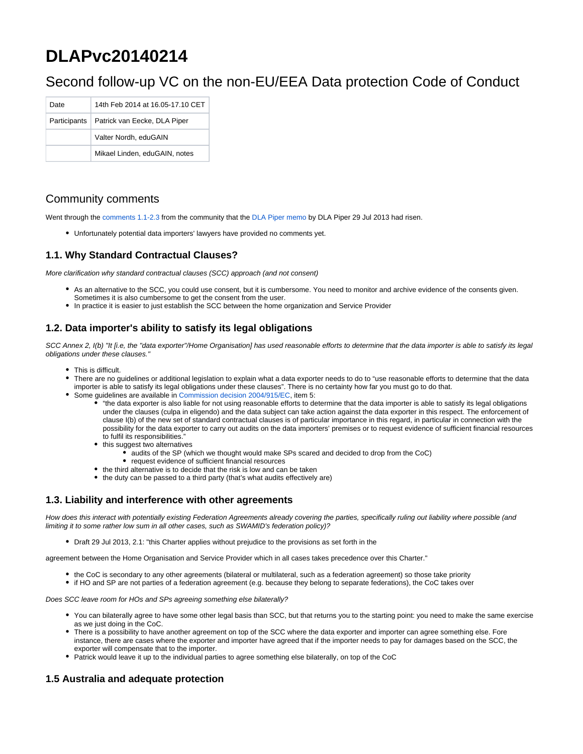# DLAPvc20140214

## Second follow-up VC on the non-EU/EEA Data protection Code of Conduct

| Date | 14th Feb 2014 at 16.05-17.10 CET |
|---|---|
| Participants | Patrick van Eecke, DLA Piper |
| | Valter Nordh, eduGAIN |
| | Mikael Linden, eduGAIN, notes |

## Community comments

Went through the comments 1.1-2.3 from the community that the DLA Piper memo by DLA Piper 29 Jul 2013 had risen.

- Unfortunately potential data importers' lawyers have provided no comments yet.

### 1.1. Why Standard Contractual Clauses?

*More clarification why standard contractual clauses (SCC) approach (and not consent)*

- As an alternative to the SCC, you could use consent, but it is cumbersome. You need to monitor and archive evidence of the consents given. Sometimes it is also cumbersome to get the consent from the user.
- In practice it is easier to just establish the SCC between the home organization and Service Provider

### 1.2. Data importer's ability to satisfy its legal obligations

*SCC Annex 2, I(b) "It [i.e, the "data exporter"/Home Organisation] has used reasonable efforts to determine that the data importer is able to satisfy its legal obligations under these clauses."*

- This is difficult.
- There are no guidelines or additional legislation to explain what a data exporter needs to do to "use reasonable efforts to determine that the data importer is able to satisfy its legal obligations under these clauses". There is no certainty how far you must go to do that.
- Some guidelines are available in Commission decision 2004/915/EC, item 5:
  - "the data exporter is also liable for not using reasonable efforts to determine that the data importer is able to satisfy its legal obligations under the clauses (culpa in eligendo) and the data subject can take action against the data exporter in this respect. The enforcement of clause I(b) of the new set of standard contractual clauses is of particular importance in this regard, in particular in connection with the possibility for the data exporter to carry out audits on the data importers' premises or to request evidence of sufficient financial resources to fulfil its responsibilities."
  - this suggest two alternatives
    - audits of the SP (which we thought would make SPs scared and decided to drop from the CoC)
    - request evidence of sufficient financial resources
  - the third alternative is to decide that the risk is low and can be taken
  - the duty can be passed to a third party (that's what audits effectively are)

### 1.3. Liability and interference with other agreements

*How does this interact with potentially existing Federation Agreements already covering the parties, specifically ruling out liability where possible (and limiting it to some rather low sum in all other cases, such as SWAMID's federation policy)?*

- Draft 29 Jul 2013, 2.1: "this Charter applies without prejudice to the provisions as set forth in the

agreement between the Home Organisation and Service Provider which in all cases takes precedence over this Charter."

- the CoC is secondary to any other agreements (bilateral or multilateral, such as a federation agreement) so those take priority
- if HO and SP are not parties of a federation agreement (e.g. because they belong to separate federations), the CoC takes over

*Does SCC leave room for HOs and SPs agreeing something else bilaterally?*

- You can bilaterally agree to have some other legal basis than SCC, but that returns you to the starting point: you need to make the same exercise as we just doing in the CoC.
- There is a possibility to have another agreement on top of the SCC where the data exporter and importer can agree something else. Fore instance, there are cases where the exporter and importer have agreed that if the importer needs to pay for damages based on the SCC, the exporter will compensate that to the importer.
- Patrick would leave it up to the individual parties to agree something else bilaterally, on top of the CoC

### 1.5 Australia and adequate protection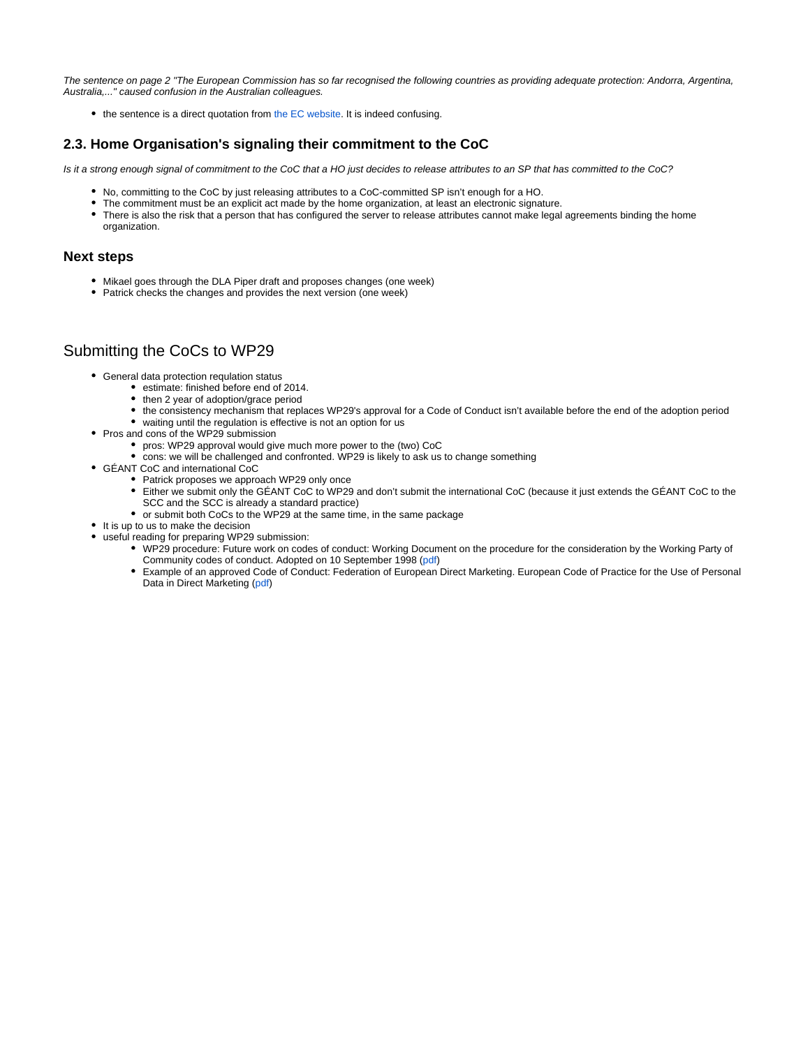*The sentence on page 2 "The European Commission has so far recognised the following countries as providing adequate protection: Andorra, Argentina, Australia,..." caused confusion in the Australian colleagues.*

- the sentence is a direct quotation from the EC website. It is indeed confusing.

### 2.3. Home Organisation's signaling their commitment to the CoC

*Is it a strong enough signal of commitment to the CoC that a HO just decides to release attributes to an SP that has committed to the CoC?*

- No, committing to the CoC by just releasing attributes to a CoC-committed SP isn't enough for a HO.
- The commitment must be an explicit act made by the home organization, at least an electronic signature.
- There is also the risk that a person that has configured the server to release attributes cannot make legal agreements binding the home organization.

### Next steps

- Mikael goes through the DLA Piper draft and proposes changes (one week)
- Patrick checks the changes and provides the next version (one week)

## Submitting the CoCs to WP29

- General data protection regulation status
  - estimate: finished before end of 2014.
  - then 2 year of adoption/grace period
  - the consistency mechanism that replaces WP29's approval for a Code of Conduct isn't available before the end of the adoption period
  - waiting until the regulation is effective is not an option for us
- Pros and cons of the WP29 submission
  - pros: WP29 approval would give much more power to the (two) CoC
  - cons: we will be challenged and confronted. WP29 is likely to ask us to change something
- GÉANT CoC and international CoC
  - Patrick proposes we approach WP29 only once
  - Either we submit only the GÉANT CoC to WP29 and don't submit the international CoC (because it just extends the GÉANT CoC to the SCC and the SCC is already a standard practice)
  - or submit both CoCs to the WP29 at the same time, in the same package
- It is up to us to make the decision
- useful reading for preparing WP29 submission:
  - WP29 procedure: Future work on codes of conduct: Working Document on the procedure for the consideration by the Working Party of Community codes of conduct. Adopted on 10 September 1998 (pdf)
  - Example of an approved Code of Conduct: Federation of European Direct Marketing. European Code of Practice for the Use of Personal Data in Direct Marketing (pdf)